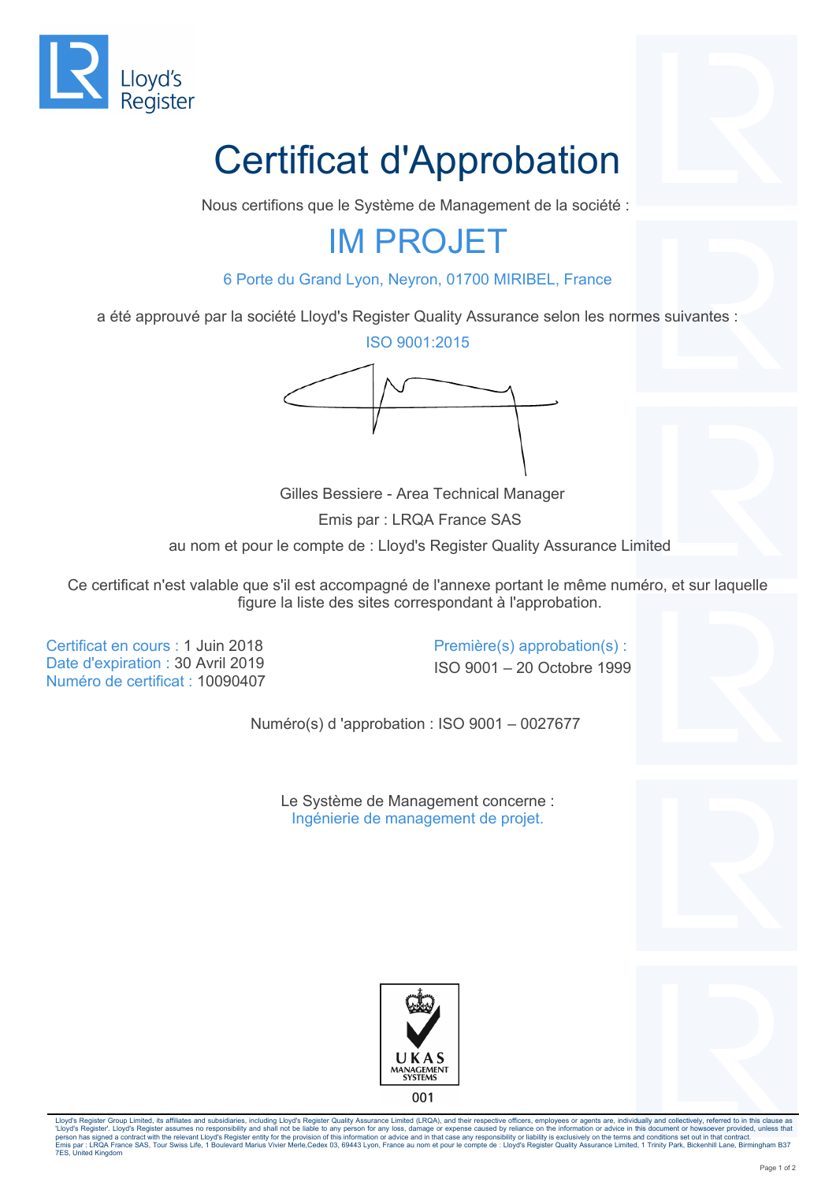Lloyd's Register

# Certificat d'Approbation

Nous certifions que le Système de Management de la société :

## IM PROJET

6 Porte du Grand Lyon, Neyron, 01700 MIRIBEL, France

a été approuvé par la société Lloyd's Register Quality Assurance selon les normes suivantes :

ISO 9001:2015

Gilles Bessiere - Area Technical Manager

Emis par : LRQA France SAS

au nom et pour le compte de : Lloyd's Register Quality Assurance Limited

Ce certificat n'est valable que s'il est accompagné de l'annexe portant le même numéro, et sur laquelle figure la liste des sites correspondant à l'approbation.

Certificat en cours : 1 Juin 2018
Date d'expiration : 30 Avril 2019
Numéro de certificat : 10090407

Première(s) approbation(s) :
ISO 9001 – 20 Octobre 1999

Numéro(s) d 'approbation : ISO 9001 – 0027677

Le Système de Management concerne :
Ingénierie de management de projet.

UKAS MANAGEMENT SYSTEMS
001

Lloyd's Register Group Limited, its affiliates and subsidiaries, including Lloyd's Register Quality Assurance Limited (LRQA), and their respective officers, employees or agents are, individually and collectively, referred to in this clause as 'Lloyd's Register'. Lloyd's Register assumes no responsibility and shall not be liable to any person for any loss, damage or expense caused by reliance on the information or advice in this document or howsoever provided, unless that person has signed a contract with the relevant Lloyd's Register entity for the provision of this information or advice and in that case any responsibility or liability is exclusively on the terms and conditions set out in that contract.
Emis par : LRQA France SAS, Tour Swiss Life, 1 Boulevard Marius Vivier Merle,Cedex 03, 69443 Lyon, France au nom et pour le compte de : Lloyd's Register Quality Assurance Limited, 1 Trinity Park, Bickenhill Lane, Birmingham B37 7ES, United Kingdom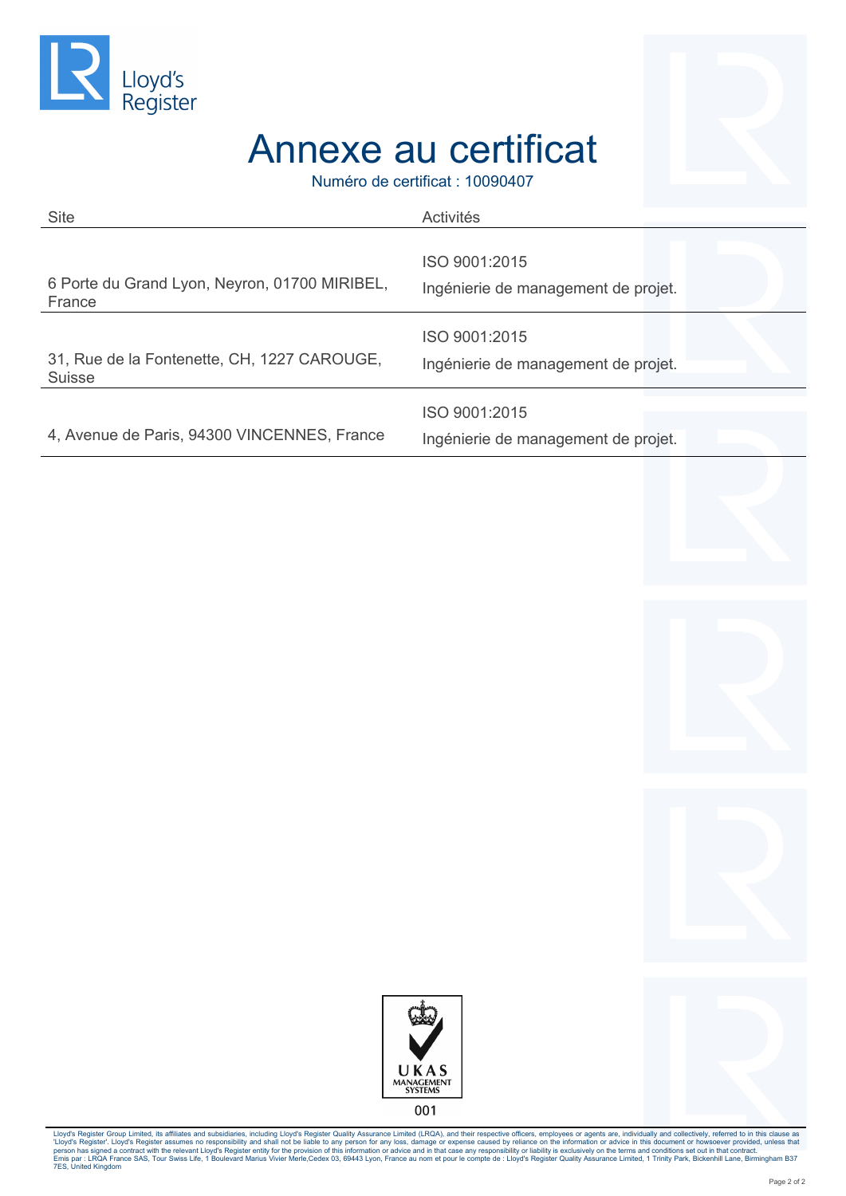# Annexe au certificat

Numéro de certificat : 10090407

| Site | Activités |
| --- | --- |
| 6 Porte du Grand Lyon, Neyron, 01700 MIRIBEL, France | ISO 9001:2015<br>Ingénierie de management de projet. |
| 31, Rue de la Fontenette, CH, 1227 CAROUGE, Suisse | ISO 9001:2015<br>Ingénierie de management de projet. |
| 4, Avenue de Paris, 94300 VINCENNES, France | ISO 9001:2015<br>Ingénierie de management de projet. |

UKAS MANAGEMENT SYSTEMS

001

Lloyd's Register Group Limited, its affiliates and subsidiaries, including Lloyd's Register Quality Assurance Limited (LRQA), and their respective officers, employees or agents are, individually and collectively, referred to in this clause as 'Lloyd's Register'. Lloyd's Register assumes no responsibility and shall not be liable to any person for any loss, damage or expense caused by reliance on the information or advice in this document or howsoever provided, unless that person has signed a contract with the relevant Lloyd's Register entity for the provision of this information or advice and in that case any responsibility or liability is exclusively on the terms and conditions set out in that contract.
Emis par : LRQA France SAS, Tour Swiss Life, 1 Boulevard Marius Vivier Merle,Cedex 03, 69443 Lyon, France au nom et pour le compte de : Lloyd's Register Quality Assurance Limited, 1 Trinity Park, Bickenhill Lane, Birmingham B37 7ES, United Kingdom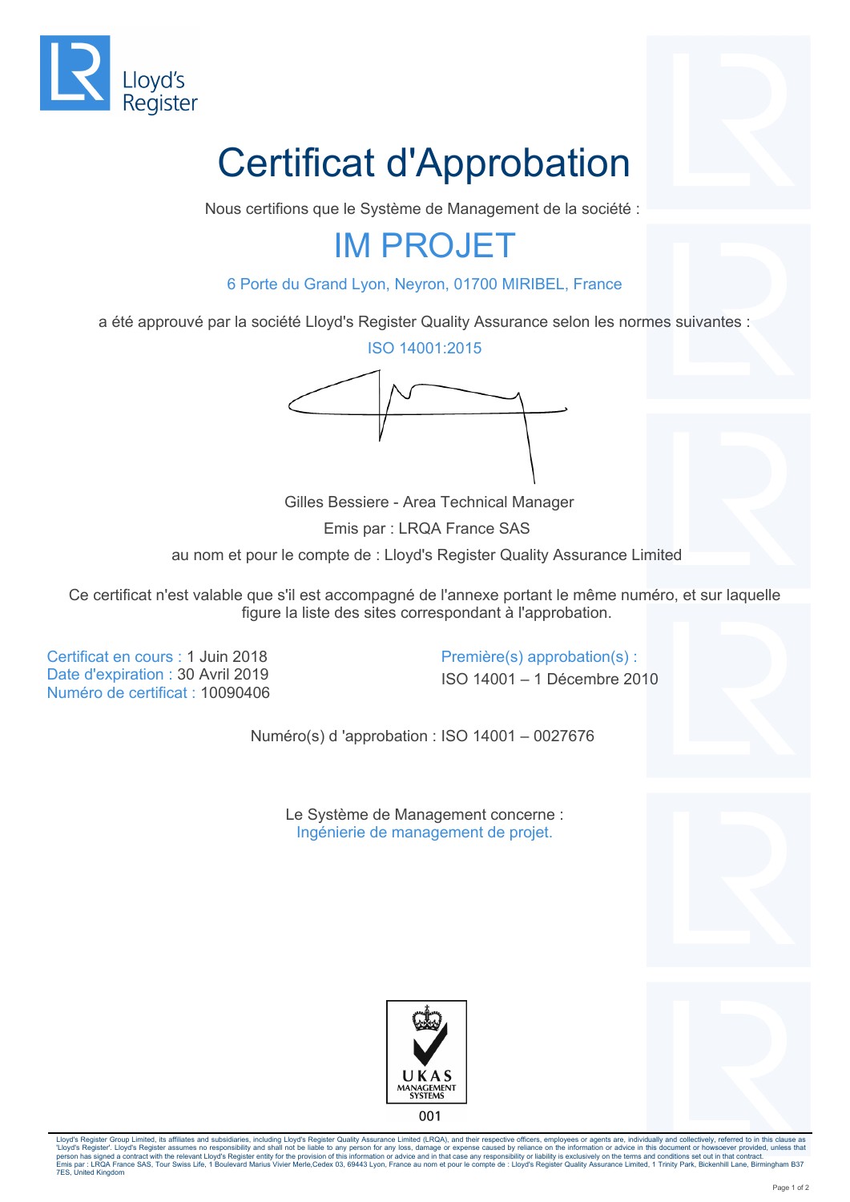Lloyd's Register

# Certificat d'Approbation

Nous certifions que le Système de Management de la société :

## IM PROJET

6 Porte du Grand Lyon, Neyron, 01700 MIRIBEL, France

a été approuvé par la société Lloyd's Register Quality Assurance selon les normes suivantes :

ISO 14001:2015

Gilles Bessiere - Area Technical Manager

Emis par : LRQA France SAS

au nom et pour le compte de : Lloyd's Register Quality Assurance Limited

Ce certificat n'est valable que s'il est accompagné de l'annexe portant le même numéro, et sur laquelle figure la liste des sites correspondant à l'approbation.

Certificat en cours : 1 Juin 2018
Date d'expiration : 30 Avril 2019
Numéro de certificat : 10090406

Première(s) approbation(s) :
ISO 14001 – 1 Décembre 2010

Numéro(s) d 'approbation : ISO 14001 – 0027676

Le Système de Management concerne :
Ingénierie de management de projet.

UKAS MANAGEMENT SYSTEMS
001

Lloyd's Register Group Limited, its affiliates and subsidiaries, including Lloyd's Register Quality Assurance Limited (LRQA), and their respective officers, employees or agents are, individually and collectively, referred to in this clause as 'Lloyd's Register'. Lloyd's Register assumes no responsibility and shall not be liable to any person for any loss, damage or expense caused by reliance on the information or advice in this document or howsoever provided, unless that person has signed a contract with the relevant Lloyd's Register entity for the provision of this information or advice and in that case any responsibility or liability is exclusively on the terms and conditions set out in that contract.
Emis par : LRQA France SAS, Tour Swiss Life, 1 Boulevard Marius Vivier Merle,Cedex 03, 69443 Lyon, France au nom et pour le compte de : Lloyd's Register Quality Assurance Limited, 1 Trinity Park, Bickenhill Lane, Birmingham B37 7ES, United Kingdom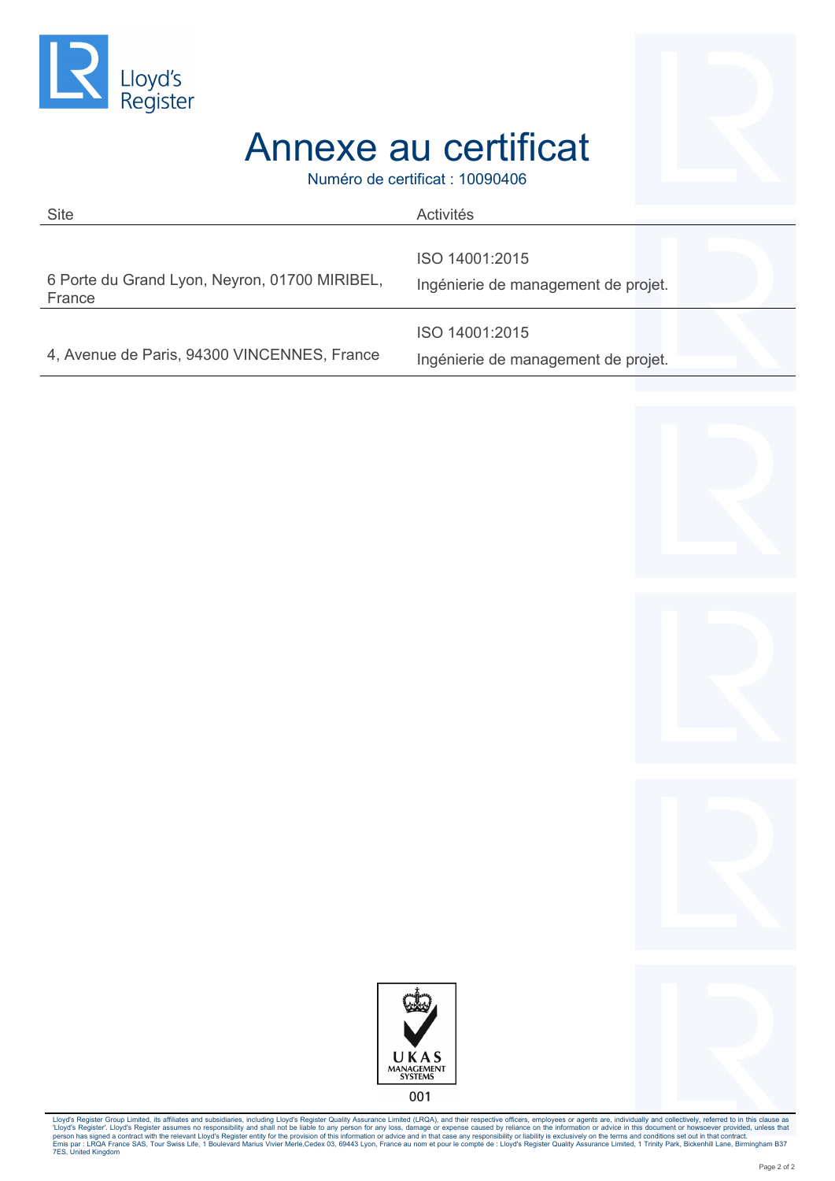# Annexe au certificat

Numéro de certificat : 10090406

| Site | Activités |
|---|---|
| 6 Porte du Grand Lyon, Neyron, 01700 MIRIBEL, France | ISO 14001:2015<br>Ingénierie de management de projet. |
| 4, Avenue de Paris, 94300 VINCENNES, France | ISO 14001:2015<br>Ingénierie de management de projet. |

UKAS MANAGEMENT SYSTEMS

001

Lloyd's Register Group Limited, its affiliates and subsidiaries, including Lloyd's Register Quality Assurance Limited (LRQA), and their respective officers, employees or agents are, individually and collectively, referred to in this clause as 'Lloyd's Register'. Lloyd's Register assumes no responsibility and shall not be liable to any person for any loss, damage or expense caused by reliance on the information or advice in this document or howsoever provided, unless that person has signed a contract with the relevant Lloyd's Register entity for the provision of this information or advice and in that case any responsibility or liability is exclusively on the terms and conditions set out in that contract.
Emis par : LRQA France SAS, Tour Swiss Life, 1 Boulevard Marius Vivier Merle,Cedex 03, 69443 Lyon, France au nom et pour le compte de : Lloyd's Register Quality Assurance Limited, 1 Trinity Park, Bickenhill Lane, Birmingham B37 7ES, United Kingdom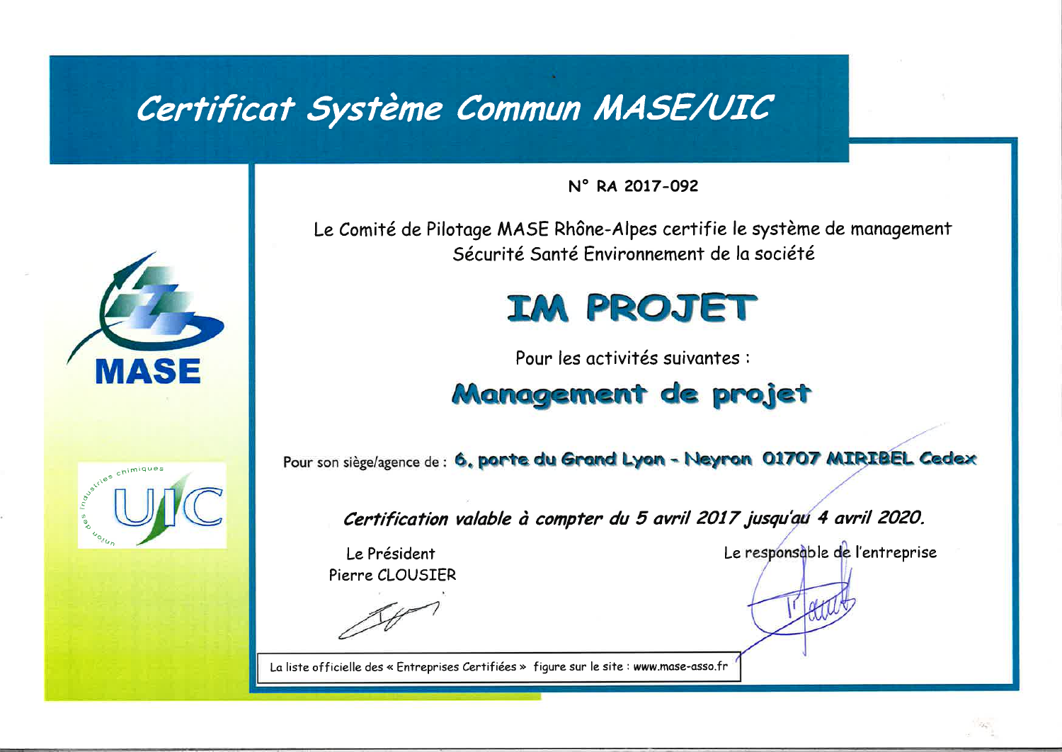# Certificat Système Commun MASE/UIC

N° RA 2017-092

Le Comité de Pilotage MASE Rhône-Alpes certifie le système de management Sécurité Santé Environnement de la société

## IM PROJET

Pour les activités suivantes :

## Management de projet

Pour son siège/agence de : **6, porte du Grand Lyon - Neyron 01707 MIRIBEL Cedex**

***Certification valable à compter du 5 avril 2017 jusqu'au 4 avril 2020.***

Le Président
Pierre CLOUSIER

Le responsable de l'entreprise

La liste officielle des « Entreprises Certifiées » figure sur le site : www.mase-asso.fr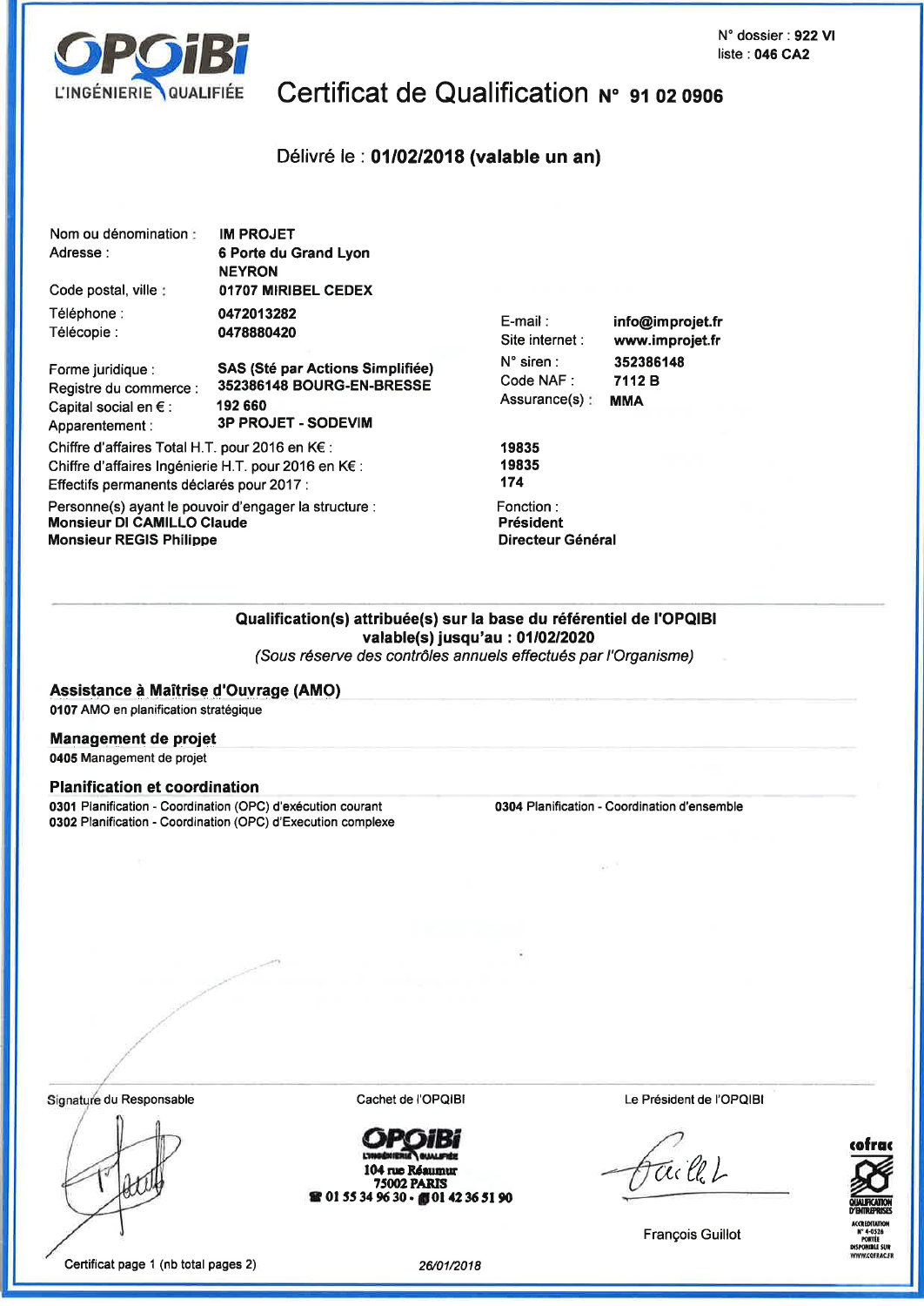OPQIBI
L'INGÉNIERIE QUALIFIÉE

N° dossier : **922 VI**
liste : **046 CA2**

# Certificat de Qualification N° 91 02 0906

Délivré le : **01/02/2018 (valable un an)**

Nom ou dénomination : **IM PROJET**
Adresse : **6 Porte du Grand Lyon**
**NEYRON**
Code postal, ville : **01707 MIRIBEL CEDEX**
Téléphone : **0472013282**
Télécopie : **0478880420**

E-mail : **info@improjet.fr**
Site internet : **www.improjet.fr**
N° siren : **352386148**
Code NAF : **7112 B**
Assurance(s) : **MMA**

Forme juridique : **SAS (Sté par Actions Simplifiée)**
Registre du commerce : **352386148 BOURG-EN-BRESSE**
Capital social en € : **192 660**
Apparentement : **3P PROJET - SODEVIM**

Chiffre d'affaires Total H.T. pour 2016 en K€ : **19835**
Chiffre d'affaires Ingénierie H.T. pour 2016 en K€ : **19835**
Effectifs permanents déclarés pour 2017 : **174**

| Personne(s) ayant le pouvoir d'engager la structure : | Fonction : |
|---|---|
| **Monsieur DI CAMILLO Claude** | **Président** |
| **Monsieur REGIS Philippe** | **Directeur Général** |

**Qualification(s) attribuée(s) sur la base du référentiel de l'OPQIBI**
**valable(s) jusqu'au : 01/02/2020**
*(Sous réserve des contrôles annuels effectués par l'Organisme)*

### Assistance à Maîtrise d'Ouvrage (AMO)

**0107** AMO en planification stratégique

### Management de projet

**0405** Management de projet

### Planification et coordination

**0301** Planification - Coordination (OPC) d'exécution courant
**0302** Planification - Coordination (OPC) d'Execution complexe
**0304** Planification - Coordination d'ensemble

Signature du Responsable

Cachet de l'OPQIBI
OPQIBI
L'INGÉNIERIE QUALIFIÉE
104 rue Réaumur
75002 PARIS
☎ 01 55 34 96 30 - 01 42 36 51 90

Le Président de l'OPQIBI

François Guillot

cofrac
QUALIFICATION D'ENTREPRISES
ACCREDITATION N° 4-0526
PORTÉE DISPONIBLE SUR WWW.COFRAC.FR

Certificat page 1 (nb total pages 2)

*26/01/2018*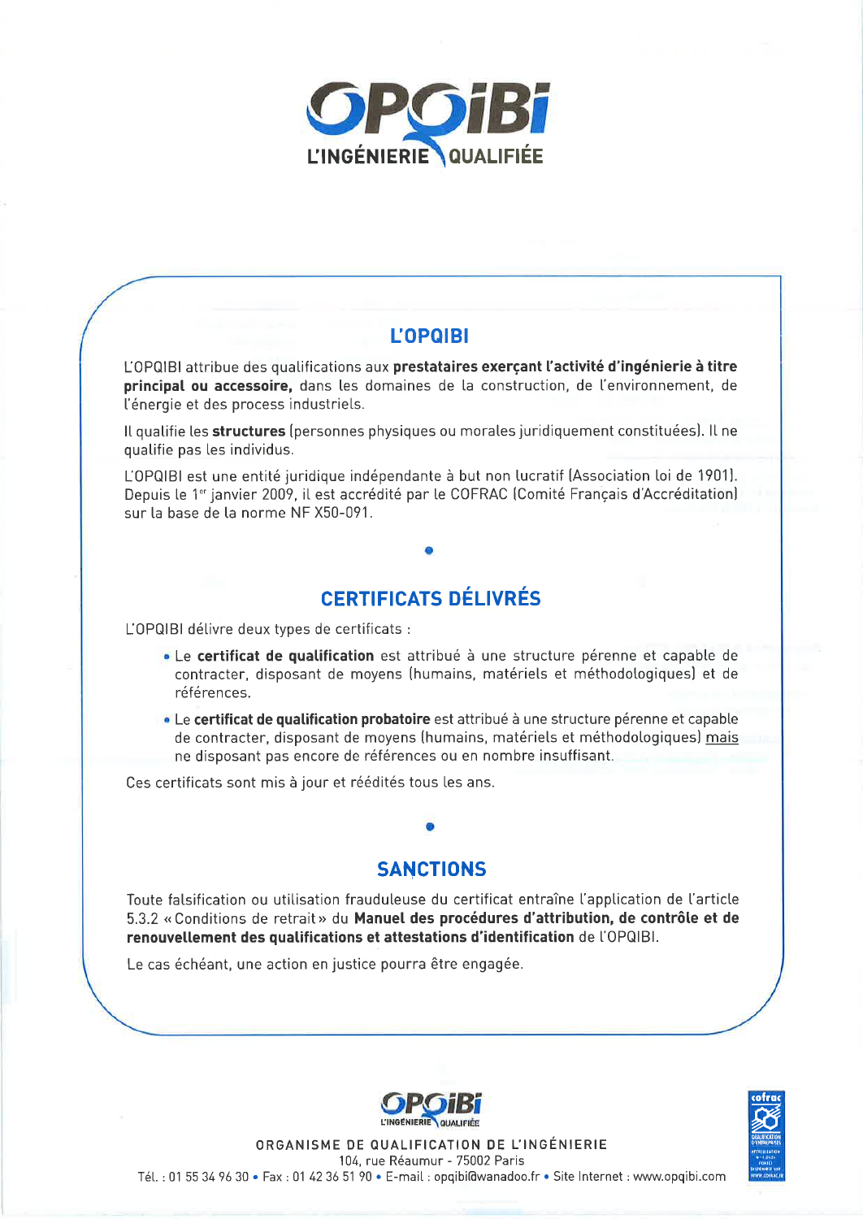# OPQIBI

L'INGÉNIERIE QUALIFIÉE

## L'OPQIBI

L'OPQIBI attribue des qualifications aux **prestataires exerçant l'activité d'ingénierie à titre principal ou accessoire,** dans les domaines de la construction, de l'environnement, de l'énergie et des process industriels.

Il qualifie les **structures** (personnes physiques ou morales juridiquement constituées). Il ne qualifie pas les individus.

L'OPQIBI est une entité juridique indépendante à but non lucratif (Association loi de 1901). Depuis le 1[er] janvier 2009, il est accrédité par le COFRAC (Comité Français d'Accréditation) sur la base de la norme NF X50-091.

## CERTIFICATS DÉLIVRÉS

L'OPQIBI délivre deux types de certificats :

- Le **certificat de qualification** est attribué à une structure pérenne et capable de contracter, disposant de moyens (humains, matériels et méthodologiques) et de références.
- Le **certificat de qualification probatoire** est attribué à une structure pérenne et capable de contracter, disposant de moyens (humains, matériels et méthodologiques) mais ne disposant pas encore de références ou en nombre insuffisant.

Ces certificats sont mis à jour et réédités tous les ans.

## SANCTIONS

Toute falsification ou utilisation frauduleuse du certificat entraîne l'application de l'article 5.3.2 « Conditions de retrait » du **Manuel des procédures d'attribution, de contrôle et de renouvellement des qualifications et attestations d'identification** de l'OPQIBI.

Le cas échéant, une action en justice pourra être engagée.

OPQIBI
L'INGÉNIERIE QUALIFIÉE

ORGANISME DE QUALIFICATION DE L'INGÉNIERIE
104, rue Réaumur - 75002 Paris
Tél. : 01 55 34 96 30 • Fax : 01 42 36 51 90 • E-mail : opqibi@wanadoo.fr • Site Internet : www.opqibi.com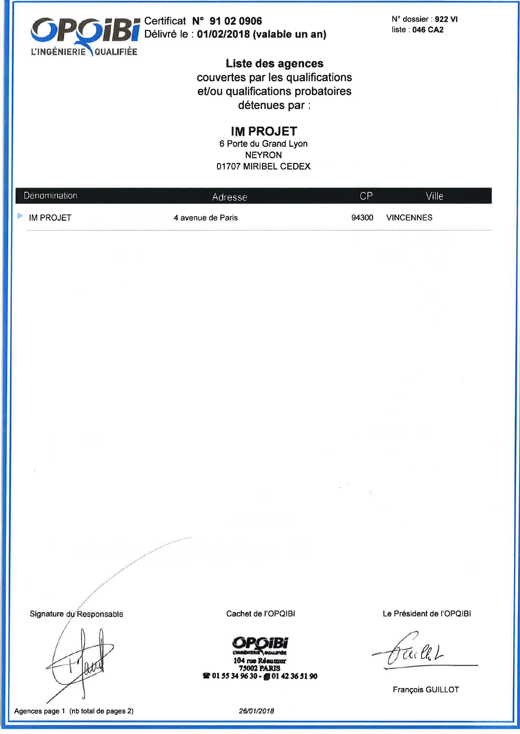OPQIBI L'INGÉNIERIE QUALIFIÉE

Certificat **N° 91 02 0906**
Délivré le : **01/02/2018 (valable un an)**

N° dossier : **922 VI**
liste : **046 CA2**

## Liste des agences

couvertes par les qualifications
et/ou qualifications probatoires
détenues par :

## IM PROJET

6 Porte du Grand Lyon
NEYRON
01707 MIRIBEL CEDEX

| Denomination | Adresse | CP | Ville |
|---|---|---|---|
| IM PROJET | 4 avenue de Paris | 94300 | VINCENNES |

Signature du Responsable

Cachet de l'OPQIBI

OPQIBI L'INGÉNIERIE QUALIFIÉE
104 rue Réaumur
75002 PARIS
☎ 01 55 34 96 30 - 01 42 36 51 90

Le Président de l'OPQIBI

François GUILLOT

Agences page 1 (nb total de pages 2)

*26/01/2018*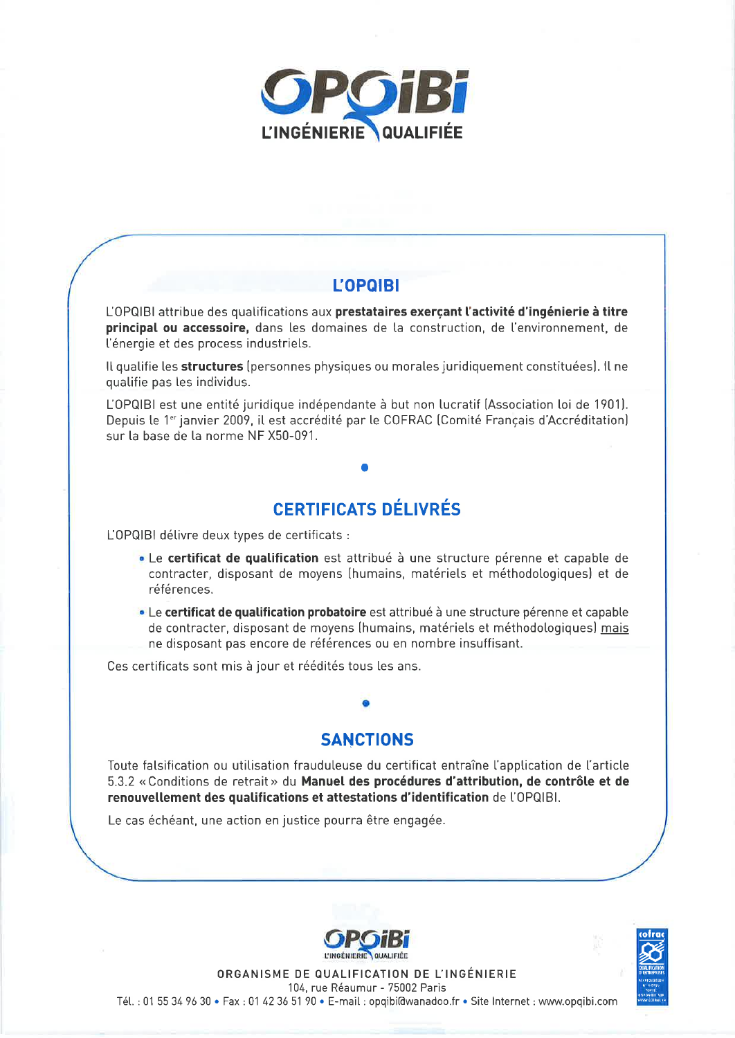# OPQIBI

L'INGÉNIERIE QUALIFIÉE

## L'OPQIBI

L'OPQIBI attribue des qualifications aux **prestataires exerçant l'activité d'ingénierie à titre principal ou accessoire,** dans les domaines de la construction, de l'environnement, de l'énergie et des process industriels.

Il qualifie les **structures** (personnes physiques ou morales juridiquement constituées). Il ne qualifie pas les individus.

L'OPQIBI est une entité juridique indépendante à but non lucratif (Association loi de 1901). Depuis le 1er janvier 2009, il est accrédité par le COFRAC (Comité Français d'Accréditation) sur la base de la norme NF X50-091.

## CERTIFICATS DÉLIVRÉS

L'OPQIBI délivre deux types de certificats :

- Le **certificat de qualification** est attribué à une structure pérenne et capable de contracter, disposant de moyens (humains, matériels et méthodologiques) et de références.
- Le **certificat de qualification probatoire** est attribué à une structure pérenne et capable de contracter, disposant de moyens (humains, matériels et méthodologiques) mais ne disposant pas encore de références ou en nombre insuffisant.

Ces certificats sont mis à jour et réédités tous les ans.

## SANCTIONS

Toute falsification ou utilisation frauduleuse du certificat entraîne l'application de l'article 5.3.2 « Conditions de retrait » du **Manuel des procédures d'attribution, de contrôle et de renouvellement des qualifications et attestations d'identification** de l'OPQIBI.

Le cas échéant, une action en justice pourra être engagée.

OPQIBI L'INGÉNIERIE QUALIFIÉE

ORGANISME DE QUALIFICATION DE L'INGÉNIERIE
104, rue Réaumur - 75002 Paris
Tél. : 01 55 34 96 30 • Fax : 01 42 36 51 90 • E-mail : opqibi@wanadoo.fr • Site Internet : www.opqibi.com